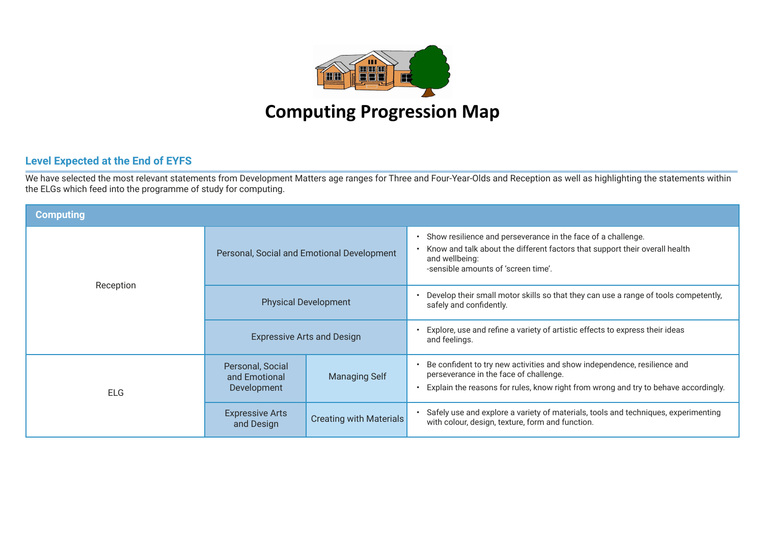# Computing Progression Map

## Level Expected at the End of EYFS

We have selected the most relevant statements from Development Matters age ranges for Three and Four-Year-Olds and Reception as well as highlighting the statements within the ELGs which feed into the programme of study for computing.

| Computing | | | |
|---|---|---|---|
| Reception | Personal, Social and Emotional Development | | • Show resilience and perseverance in the face of a challenge.<br>• Know and talk about the different factors that support their overall health and wellbeing:<br>-sensible amounts of 'screen time'. |
| | Physical Development | | • Develop their small motor skills so that they can use a range of tools competently, safely and confidently. |
| | Expressive Arts and Design | | • Explore, use and refine a variety of artistic effects to express their ideas and feelings. |
| ELG | Personal, Social and Emotional Development | Managing Self | • Be confident to try new activities and show independence, resilience and perseverance in the face of challenge.<br>• Explain the reasons for rules, know right from wrong and try to behave accordingly. |
| | Expressive Arts and Design | Creating with Materials | • Safely use and explore a variety of materials, tools and techniques, experimenting with colour, design, texture, form and function. |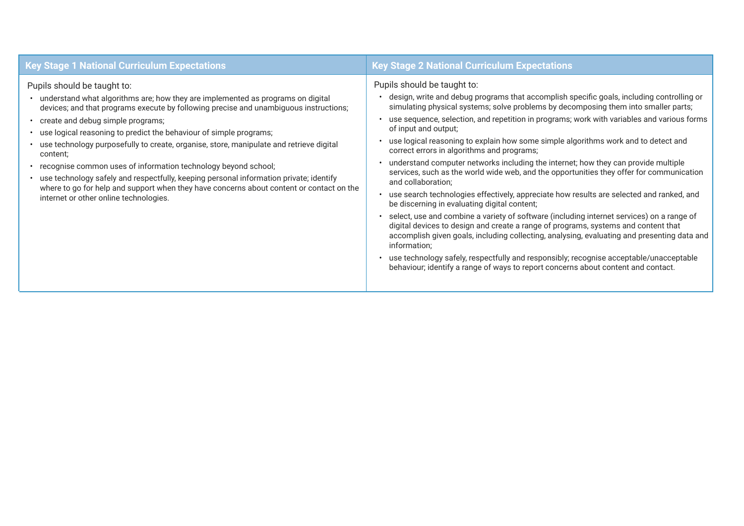| Key Stage 1 National Curriculum Expectations | Key Stage 2 National Curriculum Expectations |
| --- | --- |
| Pupils should be taught to:<br>• understand what algorithms are; how they are implemented as programs on digital devices; and that programs execute by following precise and unambiguous instructions;<br>• create and debug simple programs;<br>• use logical reasoning to predict the behaviour of simple programs;<br>• use technology purposefully to create, organise, store, manipulate and retrieve digital content;<br>• recognise common uses of information technology beyond school;<br>• use technology safely and respectfully, keeping personal information private; identify where to go for help and support when they have concerns about content or contact on the internet or other online technologies. | Pupils should be taught to:<br>• design, write and debug programs that accomplish specific goals, including controlling or simulating physical systems; solve problems by decomposing them into smaller parts;<br>• use sequence, selection, and repetition in programs; work with variables and various forms of input and output;<br>• use logical reasoning to explain how some simple algorithms work and to detect and correct errors in algorithms and programs;<br>• understand computer networks including the internet; how they can provide multiple services, such as the world wide web, and the opportunities they offer for communication and collaboration;<br>• use search technologies effectively, appreciate how results are selected and ranked, and be discerning in evaluating digital content;<br>• select, use and combine a variety of software (including internet services) on a range of digital devices to design and create a range of programs, systems and content that accomplish given goals, including collecting, analysing, evaluating and presenting data and information;<br>• use technology safely, respectfully and responsibly; recognise acceptable/unacceptable behaviour; identify a range of ways to report concerns about content and contact. |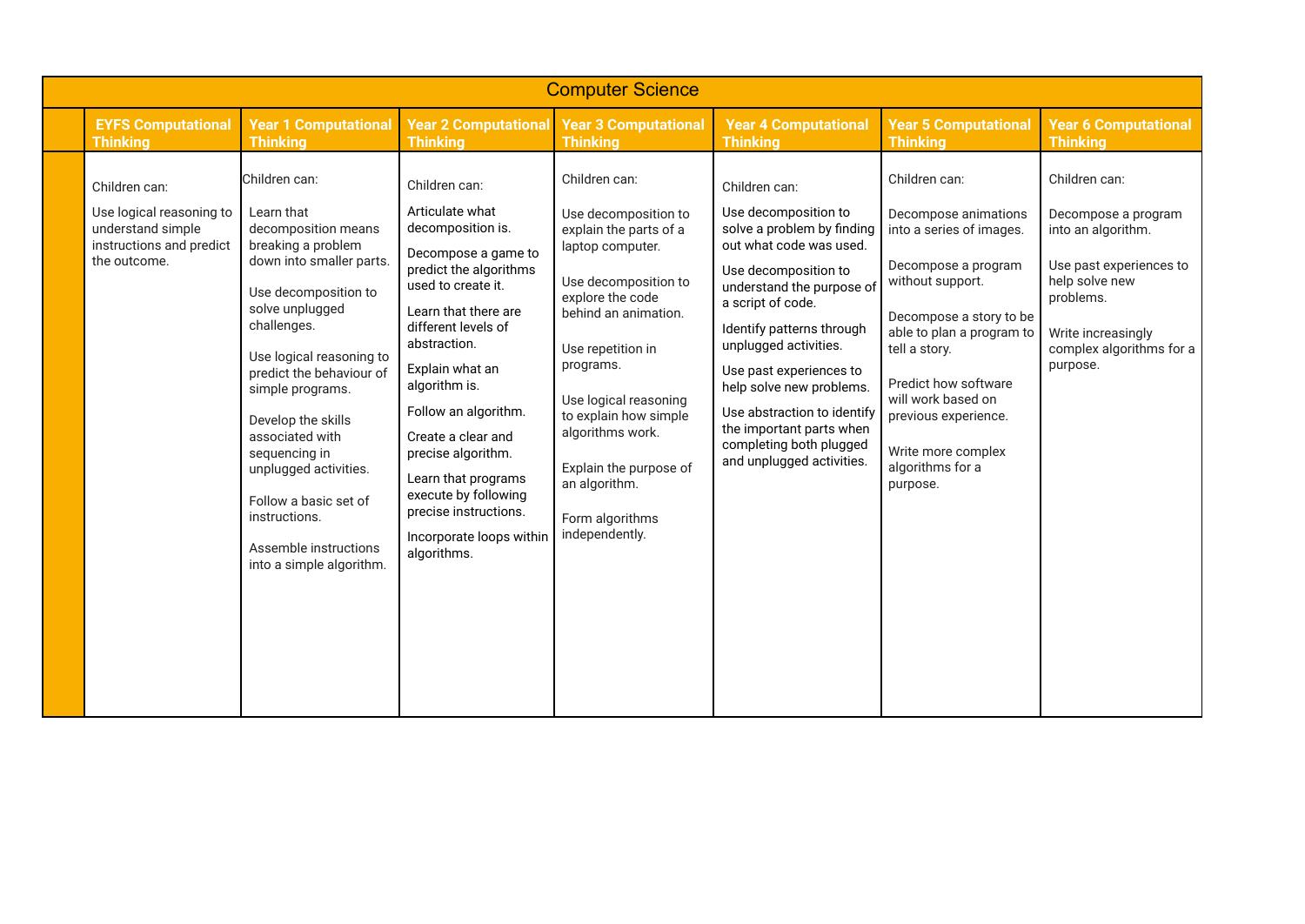# Computer Science

| | EYFS Computational Thinking | Year 1 Computational Thinking | Year 2 Computational Thinking | Year 3 Computational Thinking | Year 4 Computational Thinking | Year 5 Computational Thinking | Year 6 Computational Thinking |
|---|---|---|---|---|---|---|---|
| | Children can:<br><br>Use logical reasoning to understand simple instructions and predict the outcome. | Children can:<br><br>Learn that decomposition means breaking a problem down into smaller parts.<br><br>Use decomposition to solve unplugged challenges.<br><br>Use logical reasoning to predict the behaviour of simple programs.<br><br>Develop the skills associated with sequencing in unplugged activities.<br><br>Follow a basic set of instructions.<br><br>Assemble instructions into a simple algorithm. | Children can:<br><br>Articulate what decomposition is.<br><br>Decompose a game to predict the algorithms used to create it.<br><br>Learn that there are different levels of abstraction.<br><br>Explain what an algorithm is.<br><br>Follow an algorithm.<br><br>Create a clear and precise algorithm.<br><br>Learn that programs execute by following precise instructions.<br><br>Incorporate loops within algorithms. | Children can:<br><br>Use decomposition to explain the parts of a laptop computer.<br><br>Use decomposition to explore the code behind an animation.<br><br>Use repetition in programs.<br><br>Use logical reasoning to explain how simple algorithms work.<br><br>Explain the purpose of an algorithm.<br><br>Form algorithms independently. | Children can:<br><br>Use decomposition to solve a problem by finding out what code was used.<br><br>Use decomposition to understand the purpose of a script of code.<br><br>Identify patterns through unplugged activities.<br><br>Use past experiences to help solve new problems.<br><br>Use abstraction to identify the important parts when completing both plugged and unplugged activities. | Children can:<br><br>Decompose animations into a series of images.<br><br>Decompose a program without support.<br><br>Decompose a story to be able to plan a program to tell a story.<br><br>Predict how software will work based on previous experience.<br><br>Write more complex algorithms for a purpose. | Children can:<br><br>Decompose a program into an algorithm.<br><br>Use past experiences to help solve new problems.<br><br>Write increasingly complex algorithms for a purpose. |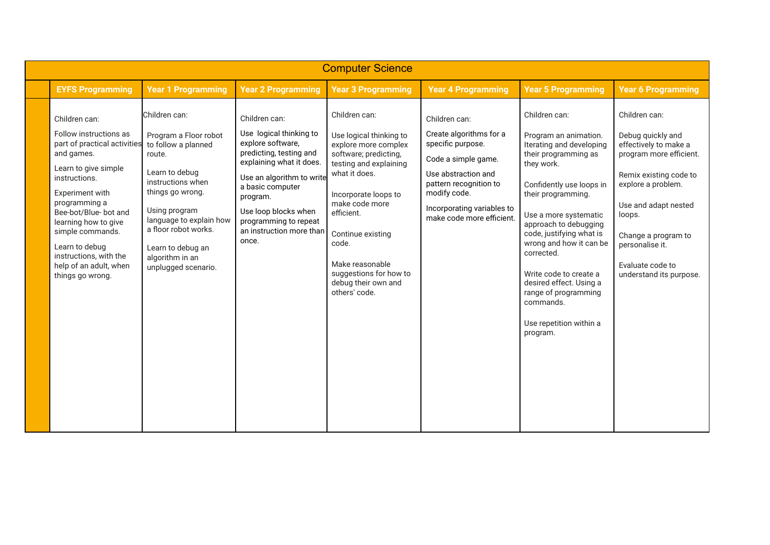| Computer Science | | | | | | | |
|---|---|---|---|---|---|---|---|
| | **EYFS Programming** | **Year 1 Programming** | **Year 2 Programming** | **Year 3 Programming** | **Year 4 Programming** | **Year 5 Programming** | **Year 6 Programming** |
| | Children can:<br><br>Follow instructions as part of practical activities and games.<br><br>Learn to give simple instructions.<br><br>Experiment with programming a Bee-bot/Blue- bot and learning how to give simple commands.<br><br>Learn to debug instructions, with the help of an adult, when things go wrong. | Children can:<br><br>Program a Floor robot to follow a planned route.<br><br>Learn to debug instructions when things go wrong.<br><br>Using program language to explain how a floor robot works.<br><br>Learn to debug an algorithm in an unplugged scenario. | Children can:<br><br>Use logical thinking to explore software, predicting, testing and explaining what it does.<br><br>Use an algorithm to write a basic computer program.<br><br>Use loop blocks when programming to repeat an instruction more than once. | Children can:<br><br>Use logical thinking to explore more complex software; predicting, testing and explaining what it does.<br><br>Incorporate loops to make code more efficient.<br><br>Continue existing code.<br><br>Make reasonable suggestions for how to debug their own and others' code. | Children can:<br><br>Create algorithms for a specific purpose.<br><br>Code a simple game.<br><br>Use abstraction and pattern recognition to modify code.<br><br>Incorporating variables to make code more efficient. | Children can:<br><br>Program an animation. Iterating and developing their programming as they work.<br><br>Confidently use loops in their programming.<br><br>Use a more systematic approach to debugging code, justifying what is wrong and how it can be corrected.<br><br>Write code to create a desired effect. Using a range of programming commands.<br><br>Use repetition within a program. | Children can:<br><br>Debug quickly and effectively to make a program more efficient.<br><br>Remix existing code to explore a problem.<br><br>Use and adapt nested loops.<br><br>Change a program to personalise it.<br><br>Evaluate code to understand its purpose. |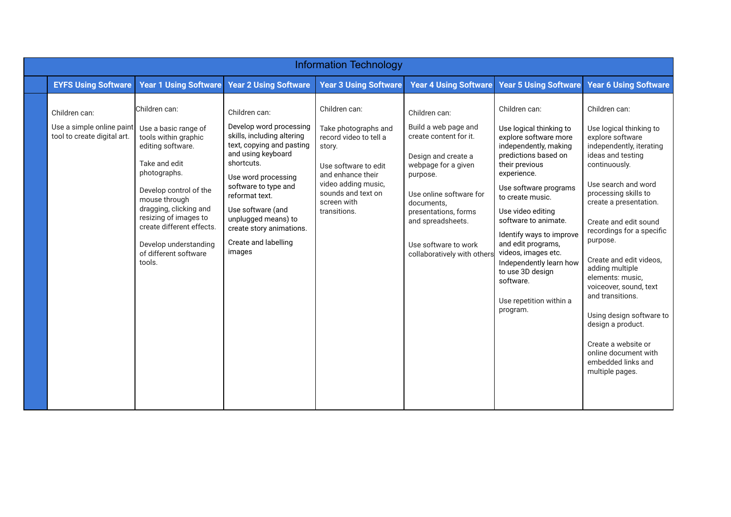| Information Technology | | | | | | | |
|---|---|---|---|---|---|---|---|
| | **EYFS Using Software** | **Year 1 Using Software** | **Year 2 Using Software** | **Year 3 Using Software** | **Year 4 Using Software** | **Year 5 Using Software** | **Year 6 Using Software** |
| | Children can:<br><br>Use a simple online paint tool to create digital art. | Children can:<br><br>Use a basic range of tools within graphic editing software.<br><br>Take and edit photographs.<br><br>Develop control of the mouse through dragging, clicking and resizing of images to create different effects.<br><br>Develop understanding of different software tools. | Children can:<br><br>Develop word processing skills, including altering text, copying and pasting and using keyboard shortcuts.<br><br>Use word processing software to type and reformat text.<br><br>Use software (and unplugged means) to create story animations.<br><br>Create and labelling images | Children can:<br><br>Take photographs and record video to tell a story.<br><br>Use software to edit and enhance their video adding music, sounds and text on screen with transitions. | Children can:<br><br>Build a web page and create content for it.<br><br>Design and create a webpage for a given purpose.<br><br>Use online software for documents, presentations, forms and spreadsheets.<br><br>Use software to work collaboratively with others | Children can:<br><br>Use logical thinking to explore software more independently, making predictions based on their previous experience.<br><br>Use software programs to create music.<br><br>Use video editing software to animate.<br><br>Identify ways to improve and edit programs, videos, images etc.<br><br>Independently learn how to use 3D design software.<br><br>Use repetition within a program. | Children can:<br><br>Use logical thinking to explore software independently, iterating ideas and testing continuously.<br><br>Use search and word processing skills to create a presentation.<br><br>Create and edit sound recordings for a specific purpose.<br><br>Create and edit videos, adding multiple elements: music, voiceover, sound, text and transitions.<br><br>Using design software to design a product.<br><br>Create a website or online document with embedded links and multiple pages. |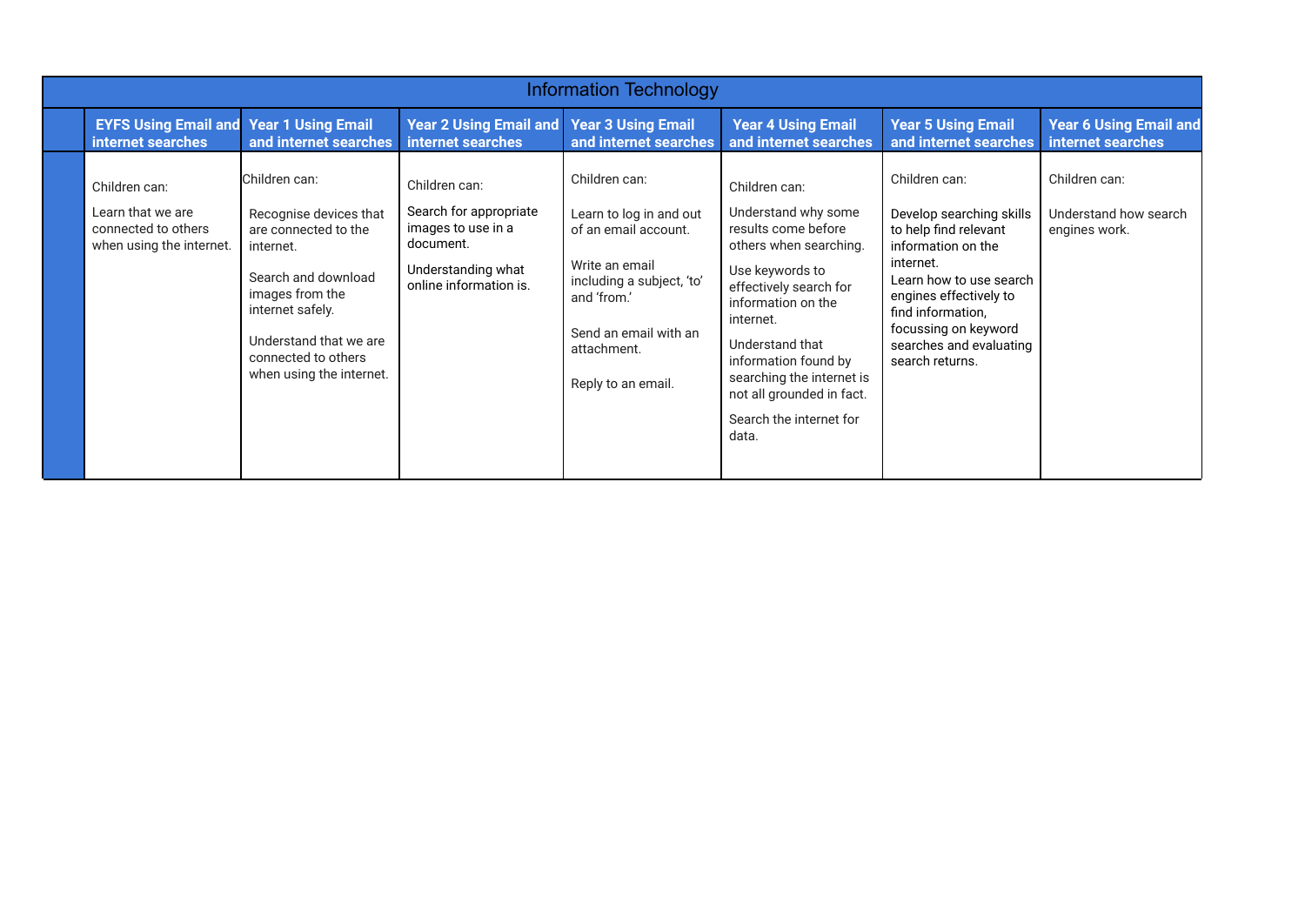| Information Technology | | | | | | | |
|---|---|---|---|---|---|---|---|
| | **EYFS Using Email and internet searches** | **Year 1 Using Email and internet searches** | **Year 2 Using Email and internet searches** | **Year 3 Using Email and internet searches** | **Year 4 Using Email and internet searches** | **Year 5 Using Email and internet searches** | **Year 6 Using Email and internet searches** |
| | Children can:<br><br>Learn that we are connected to others when using the internet. | Children can:<br><br>Recognise devices that are connected to the internet.<br><br>Search and download images from the internet safely.<br><br>Understand that we are connected to others when using the internet. | Children can:<br><br>Search for appropriate images to use in a document.<br><br>Understanding what online information is. | Children can:<br><br>Learn to log in and out of an email account.<br><br>Write an email including a subject, 'to' and 'from.'<br><br>Send an email with an attachment.<br><br>Reply to an email. | Children can:<br><br>Understand why some results come before others when searching.<br><br>Use keywords to effectively search for information on the internet.<br><br>Understand that information found by searching the internet is not all grounded in fact.<br><br>Search the internet for data. | Children can:<br><br>Develop searching skills to help find relevant information on the internet.<br>Learn how to use search engines effectively to find information, focussing on keyword searches and evaluating search returns. | Children can:<br><br>Understand how search engines work. |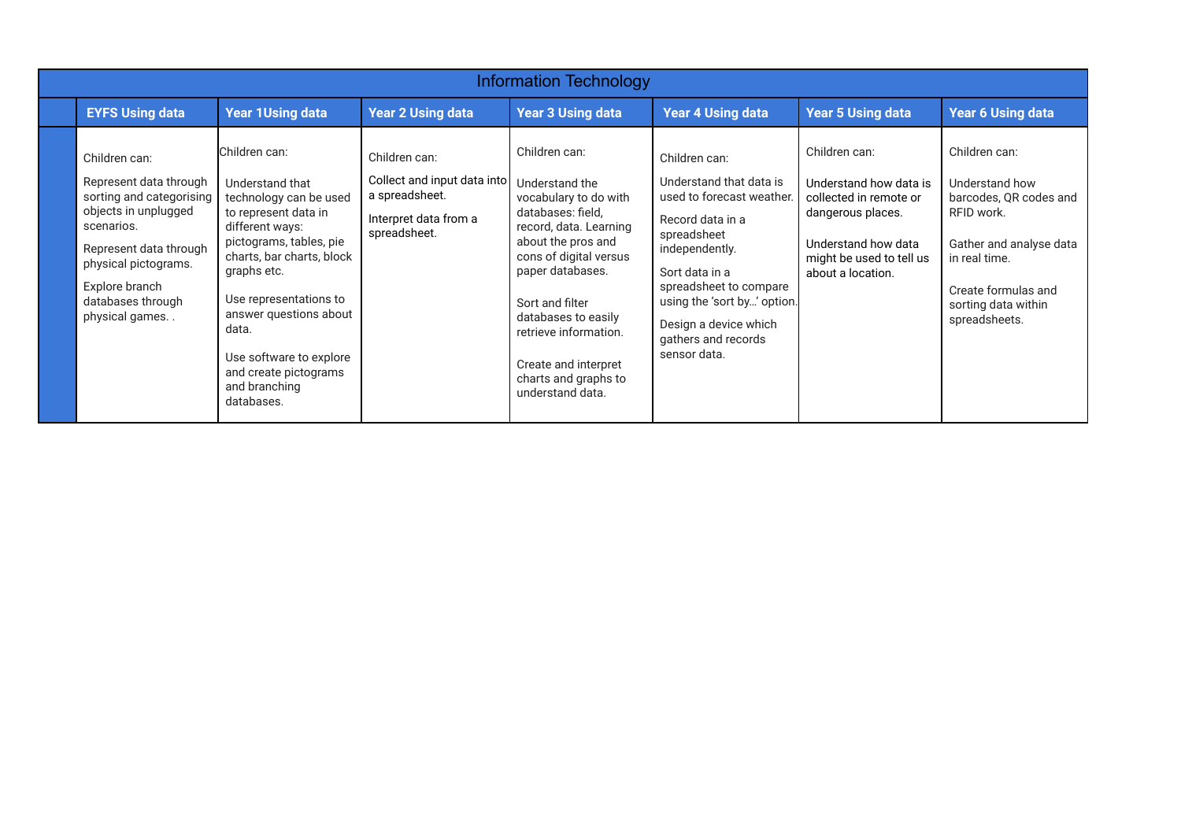| Information Technology | | | | | | | |
|---|---|---|---|---|---|---|---|
| | **EYFS Using data** | **Year 1Using data** | **Year 2 Using data** | **Year 3 Using data** | **Year 4 Using data** | **Year 5 Using data** | **Year 6 Using data** |
| | Children can:<br><br>Represent data through sorting and categorising objects in unplugged scenarios.<br><br>Represent data through physical pictograms.<br><br>Explore branch databases through physical games. . | Children can:<br><br>Understand that technology can be used to represent data in different ways: pictograms, tables, pie charts, bar charts, block graphs etc.<br><br>Use representations to answer questions about data.<br><br>Use software to explore and create pictograms and branching databases. | Children can:<br><br>Collect and input data into a spreadsheet.<br><br>Interpret data from a spreadsheet. | Children can:<br><br>Understand the vocabulary to do with databases: field, record, data. Learning about the pros and cons of digital versus paper databases.<br><br>Sort and filter databases to easily retrieve information.<br><br>Create and interpret charts and graphs to understand data. | Children can:<br><br>Understand that data is used to forecast weather.<br><br>Record data in a spreadsheet independently.<br><br>Sort data in a spreadsheet to compare using the 'sort by…' option.<br><br>Design a device which gathers and records sensor data. | Children can:<br><br>Understand how data is collected in remote or dangerous places.<br><br>Understand how data might be used to tell us about a location. | Children can:<br><br>Understand how barcodes, QR codes and RFID work.<br><br>Gather and analyse data in real time.<br><br>Create formulas and sorting data within spreadsheets. |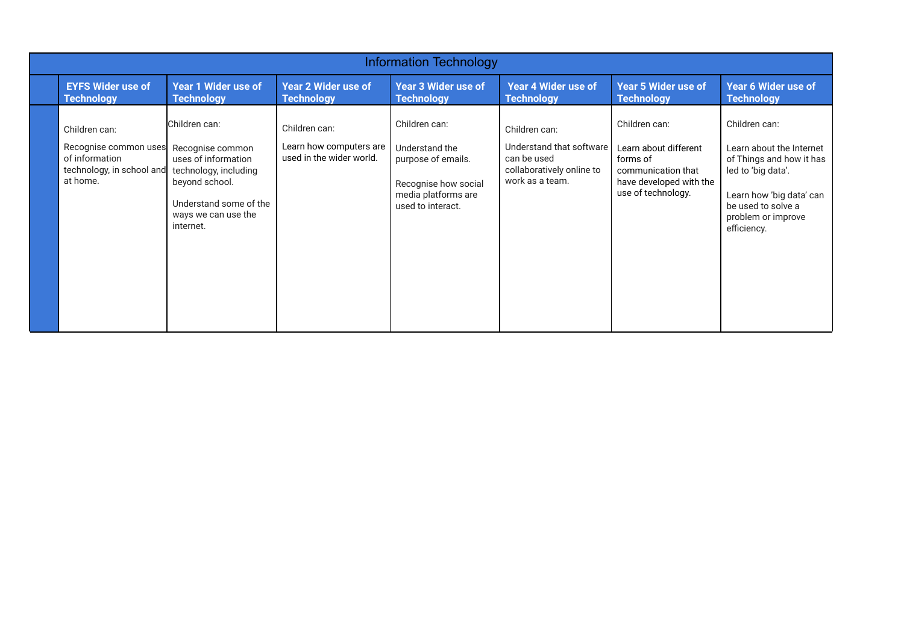| Information Technology | | | | | | | |
|---|---|---|---|---|---|---|---|
| | **EYFS Wider use of Technology** | **Year 1 Wider use of Technology** | **Year 2 Wider use of Technology** | **Year 3 Wider use of Technology** | **Year 4 Wider use of Technology** | **Year 5 Wider use of Technology** | **Year 6 Wider use of Technology** |
| | Children can:<br><br>Recognise common uses of information technology, in school and at home. | Children can:<br><br>Recognise common uses of information technology, including beyond school.<br><br>Understand some of the ways we can use the internet. | Children can:<br><br>Learn how computers are used in the wider world. | Children can:<br><br>Understand the purpose of emails.<br><br>Recognise how social media platforms are used to interact. | Children can:<br><br>Understand that software can be used collaboratively online to work as a team. | Children can:<br><br>Learn about different forms of communication that have developed with the use of technology. | Children can:<br><br>Learn about the Internet of Things and how it has led to 'big data'.<br><br>Learn how 'big data' can be used to solve a problem or improve efficiency. |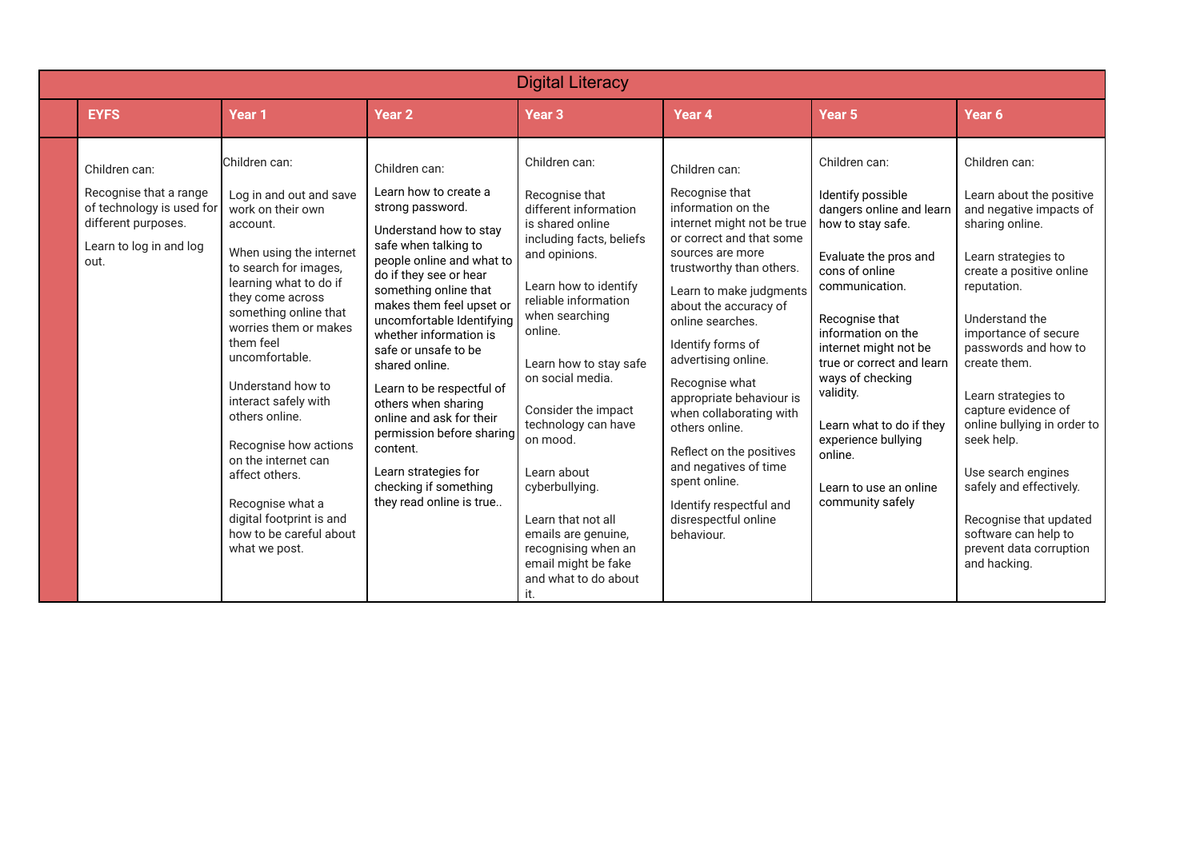| Digital Literacy | | | | | | | |
|---|---|---|---|---|---|---|---|
| | **EYFS** | **Year 1** | **Year 2** | **Year 3** | **Year 4** | **Year 5** | **Year 6** |
| | Children can:<br><br>Recognise that a range of technology is used for different purposes.<br><br>Learn to log in and log out. | Children can:<br><br>Log in and out and save work on their own account.<br><br>When using the internet to search for images, learning what to do if they come across something online that worries them or makes them feel uncomfortable.<br><br>Understand how to interact safely with others online.<br><br>Recognise how actions on the internet can affect others.<br><br>Recognise what a digital footprint is and how to be careful about what we post. | Children can:<br><br>Learn how to create a strong password.<br><br>Understand how to stay safe when talking to people online and what to do if they see or hear something online that makes them feel upset or uncomfortable Identifying whether information is safe or unsafe to be shared online.<br><br>Learn to be respectful of others when sharing online and ask for their permission before sharing content.<br><br>Learn strategies for checking if something they read online is true.. | Children can:<br><br>Recognise that different information is shared online including facts, beliefs and opinions.<br><br>Learn how to identify reliable information when searching online.<br><br>Learn how to stay safe on social media.<br><br>Consider the impact technology can have on mood.<br><br>Learn about cyberbullying.<br><br>Learn that not all emails are genuine, recognising when an email might be fake and what to do about it. | Children can:<br><br>Recognise that information on the internet might not be true or correct and that some sources are more trustworthy than others.<br><br>Learn to make judgments about the accuracy of online searches.<br><br>Identify forms of advertising online.<br><br>Recognise what appropriate behaviour is when collaborating with others online.<br><br>Reflect on the positives and negatives of time spent online.<br><br>Identify respectful and disrespectful online behaviour. | Children can:<br><br>Identify possible dangers online and learn how to stay safe.<br><br>Evaluate the pros and cons of online communication.<br><br>Recognise that information on the internet might not be true or correct and learn ways of checking validity.<br><br>Learn what to do if they experience bullying online.<br><br>Learn to use an online community safely | Children can:<br><br>Learn about the positive and negative impacts of sharing online.<br><br>Learn strategies to create a positive online reputation.<br><br>Understand the importance of secure passwords and how to create them.<br><br>Learn strategies to capture evidence of online bullying in order to seek help.<br><br>Use search engines safely and effectively.<br><br>Recognise that updated software can help to prevent data corruption and hacking. |